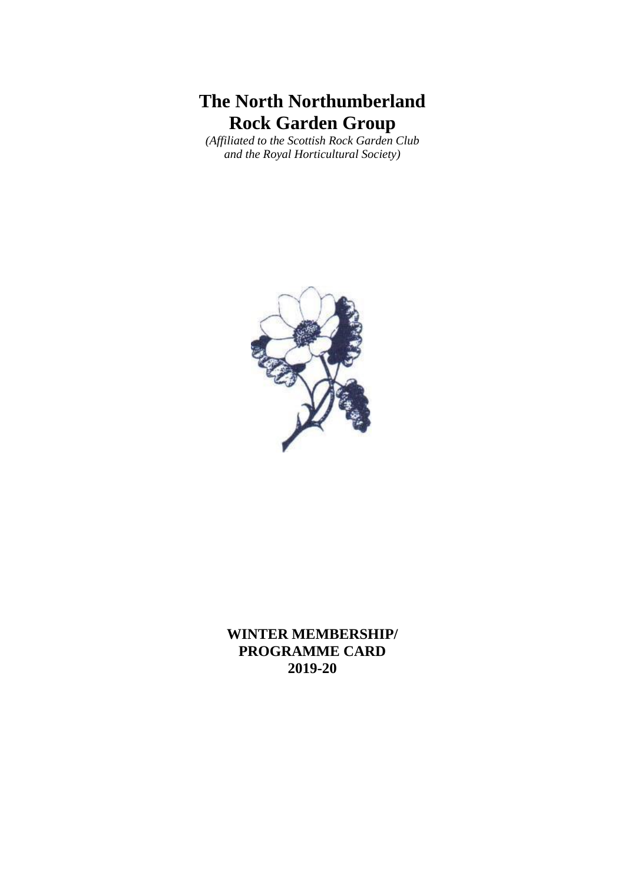# The North Northumberland Rock Garden Group

*(Affiliated to the Scottish Rock Garden Club and the Royal Horticultural Society)*

**WINTER MEMBERSHIP/ PROGRAMME CARD 2019-20**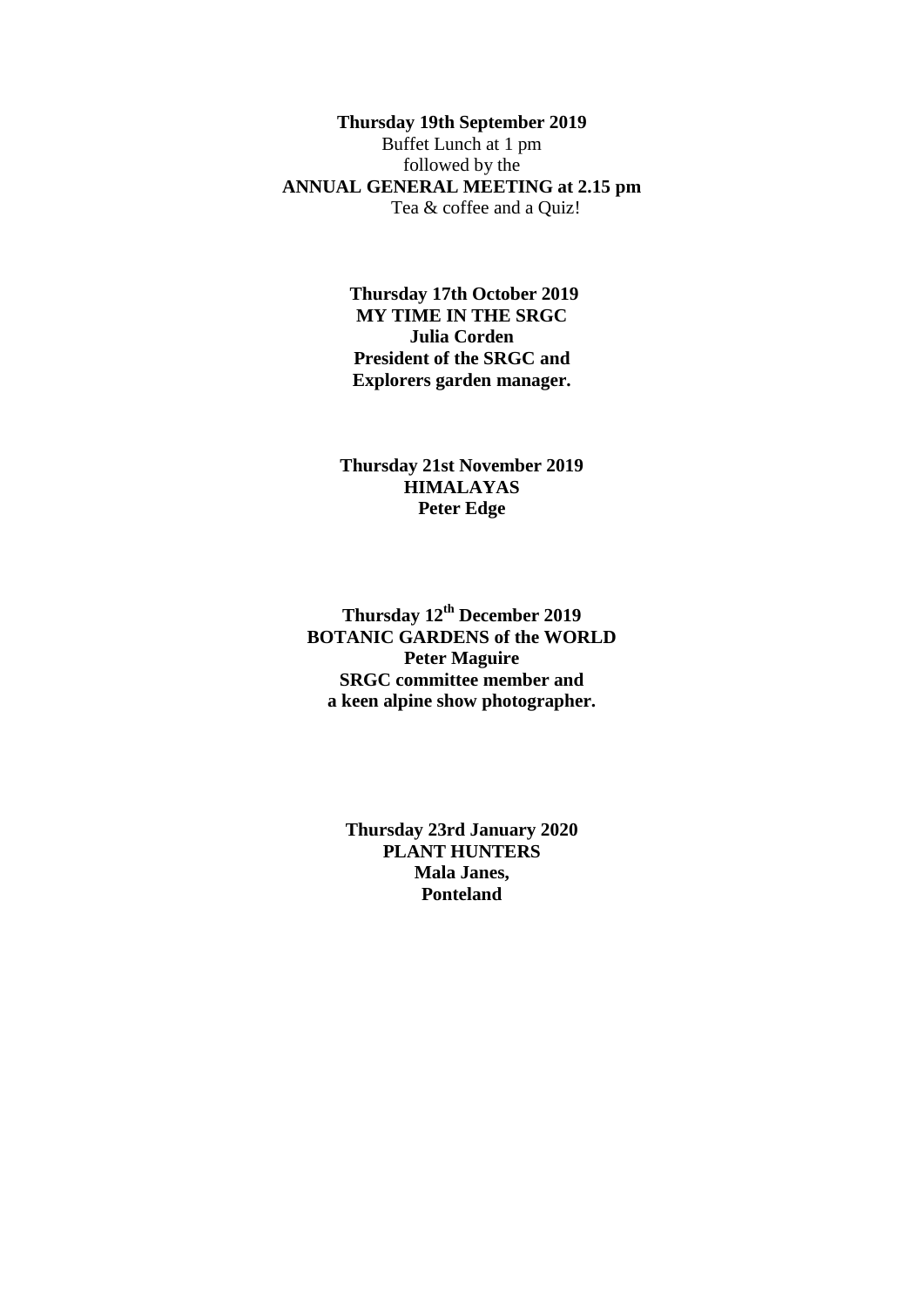**Thursday 19th September 2019**
Buffet Lunch at 1 pm
followed by the
**ANNUAL GENERAL MEETING at 2.15 pm**
Tea & coffee and a Quiz!

**Thursday 17th October 2019**
**MY TIME IN THE SRGC**
**Julia Corden**
**President of the SRGC and**
**Explorers garden manager.**

**Thursday 21st November 2019**
**HIMALAYAS**
**Peter Edge**

**Thursday 12th December 2019**
**BOTANIC GARDENS of the WORLD**
**Peter Maguire**
**SRGC committee member and**
**a keen alpine show photographer.**

**Thursday 23rd January 2020**
**PLANT HUNTERS**
**Mala Janes,**
**Ponteland**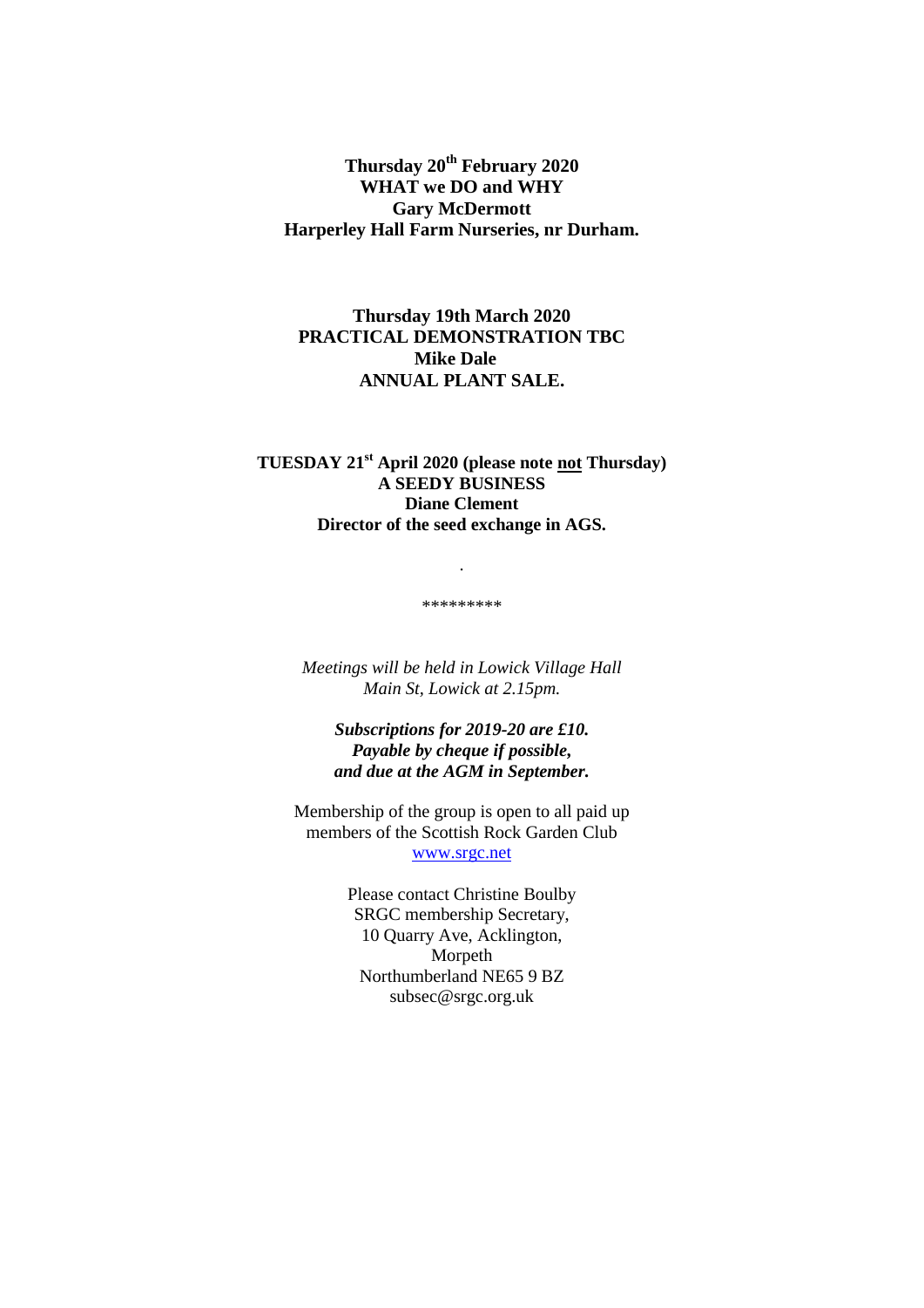**Thursday 20th February 2020**
**WHAT we DO and WHY**
**Gary McDermott**
**Harperley Hall Farm Nurseries, nr Durham.**

**Thursday 19th March 2020**
**PRACTICAL DEMONSTRATION TBC**
**Mike Dale**
**ANNUAL PLANT SALE.**

**TUESDAY 21st April 2020 (please note <u>not</u> Thursday)**
**A SEEDY BUSINESS**
**Diane Clement**
**Director of the seed exchange in AGS.**

.

*********

*Meetings will be held in Lowick Village Hall*
*Main St, Lowick at 2.15pm.*

***Subscriptions for 2019-20 are £10.***
***Payable by cheque if possible,***
***and due at the AGM in September.***

Membership of the group is open to all paid up members of the Scottish Rock Garden Club
www.srgc.net

Please contact Christine Boulby
SRGC membership Secretary,
10 Quarry Ave, Acklington,
Morpeth
Northumberland NE65 9 BZ
subsec@srgc.org.uk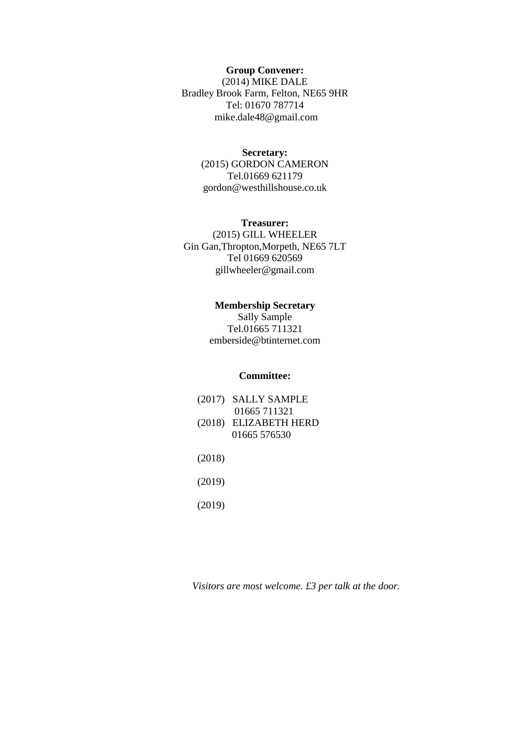**Group Convener:**
(2014) MIKE DALE
Bradley Brook Farm, Felton, NE65 9HR
Tel: 01670 787714
mike.dale48@gmail.com

**Secretary:**
(2015) GORDON CAMERON
Tel.01669 621179
gordon@westhillshouse.co.uk

**Treasurer:**
(2015) GILL WHEELER
Gin Gan,Thropton,Morpeth, NE65 7LT
Tel 01669 620569
gillwheeler@gmail.com

**Membership Secretary**
Sally Sample
Tel.01665 711321
emberside@btinternet.com

**Committee:**

(2017) SALLY SAMPLE
01665 711321
(2018) ELIZABETH HERD
01665 576530

(2018)

(2019)

(2019)

*Visitors are most welcome. £3 per talk at the door.*